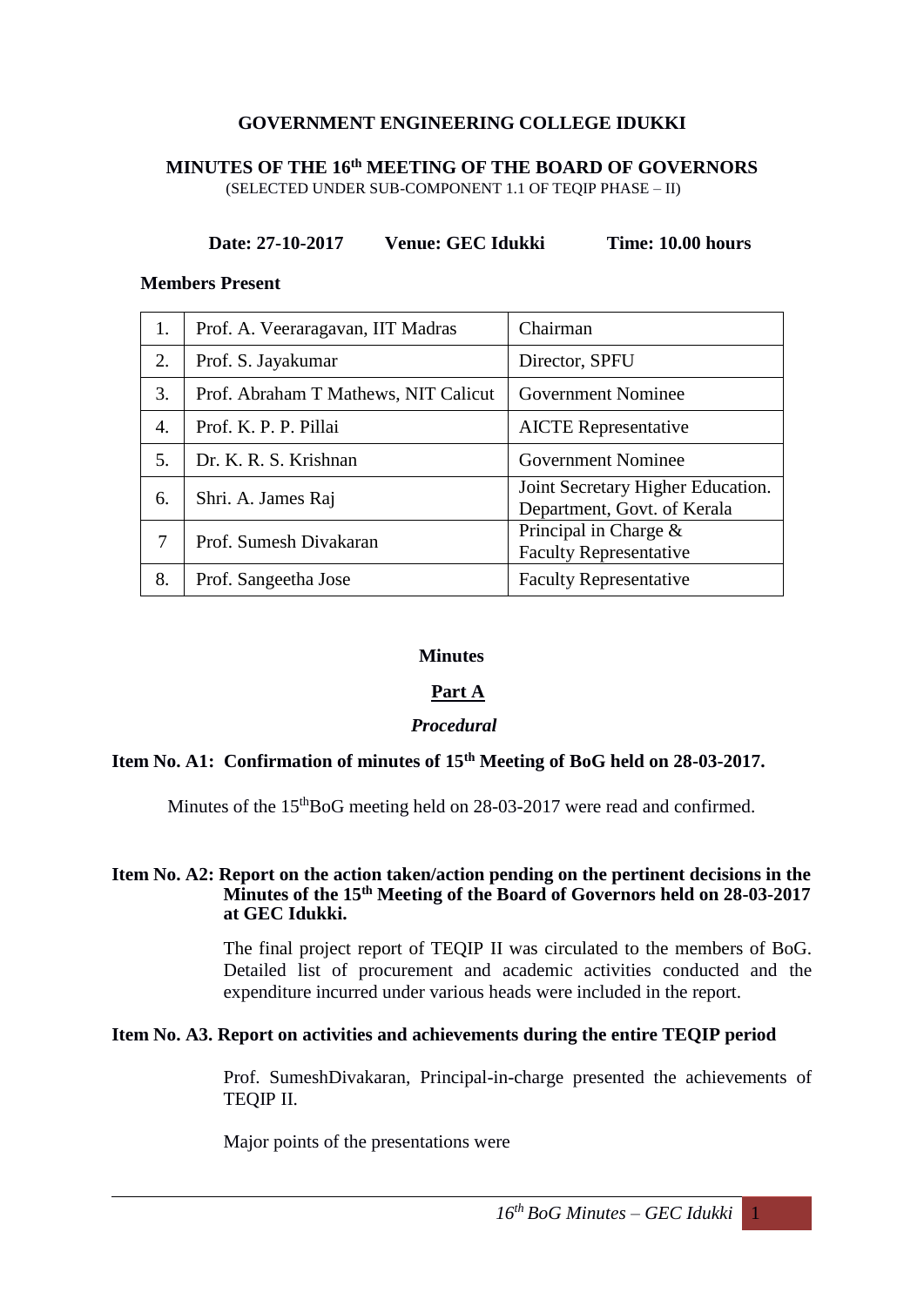# GOVERNMENT ENGINEERING COLLEGE IDUKKI

## MINUTES OF THE 16th MEETING OF THE BOARD OF GOVERNORS

(SELECTED UNDER SUB-COMPONENT 1.1 OF TEQIP PHASE – II)

**Date: 27-10-2017 Venue: GEC Idukki Time: 10.00 hours**

**Members Present**

| 1. | Prof. A. Veeraragavan, IIT Madras | Chairman |
|---|---|---|
| 2. | Prof. S. Jayakumar | Director, SPFU |
| 3. | Prof. Abraham T Mathews, NIT Calicut | Government Nominee |
| 4. | Prof. K. P. P. Pillai | AICTE Representative |
| 5. | Dr. K. R. S. Krishnan | Government Nominee |
| 6. | Shri. A. James Raj | Joint Secretary Higher Education. Department, Govt. of Kerala |
| 7 | Prof. Sumesh Divakaran | Principal in Charge & Faculty Representative |
| 8. | Prof. Sangeetha Jose | Faculty Representative |

### Minutes

### Part A

***Procedural***

**Item No. A1: Confirmation of minutes of 15th Meeting of BoG held on 28-03-2017.**

Minutes of the 15thBoG meeting held on 28-03-2017 were read and confirmed.

**Item No. A2: Report on the action taken/action pending on the pertinent decisions in the Minutes of the 15th Meeting of the Board of Governors held on 28-03-2017 at GEC Idukki.**

The final project report of TEQIP II was circulated to the members of BoG. Detailed list of procurement and academic activities conducted and the expenditure incurred under various heads were included in the report.

**Item No. A3. Report on activities and achievements during the entire TEQIP period**

Prof. SumeshDivakaran, Principal-in-charge presented the achievements of TEQIP II.

Major points of the presentations were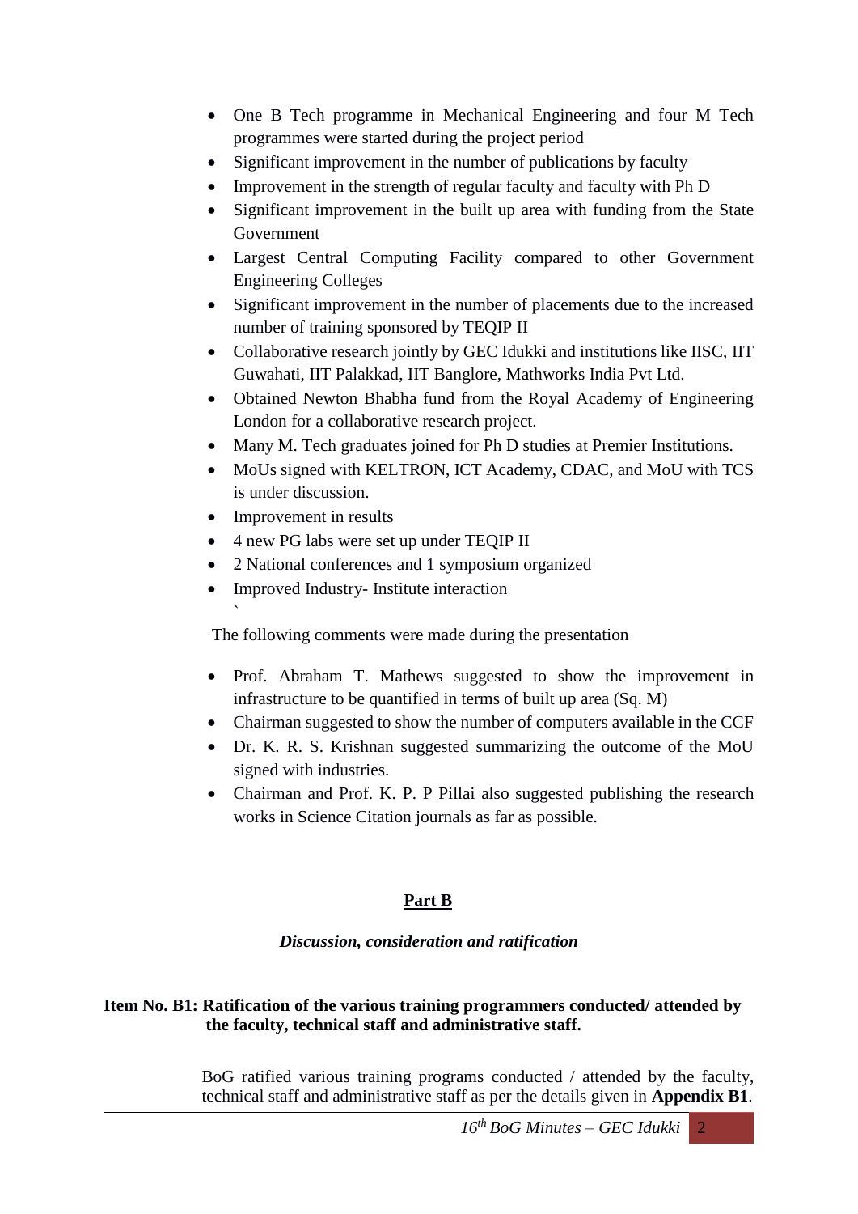- One B Tech programme in Mechanical Engineering and four M Tech programmes were started during the project period
- Significant improvement in the number of publications by faculty
- Improvement in the strength of regular faculty and faculty with Ph D
- Significant improvement in the built up area with funding from the State Government
- Largest Central Computing Facility compared to other Government Engineering Colleges
- Significant improvement in the number of placements due to the increased number of training sponsored by TEQIP II
- Collaborative research jointly by GEC Idukki and institutions like IISC, IIT Guwahati, IIT Palakkad, IIT Banglore, Mathworks India Pvt Ltd.
- Obtained Newton Bhabha fund from the Royal Academy of Engineering London for a collaborative research project.
- Many M. Tech graduates joined for Ph D studies at Premier Institutions.
- MoUs signed with KELTRON, ICT Academy, CDAC, and MoU with TCS is under discussion.
- Improvement in results
- 4 new PG labs were set up under TEQIP II
- 2 National conferences and 1 symposium organized
- Improved Industry- Institute interaction

`

The following comments were made during the presentation

- Prof. Abraham T. Mathews suggested to show the improvement in infrastructure to be quantified in terms of built up area (Sq. M)
- Chairman suggested to show the number of computers available in the CCF
- Dr. K. R. S. Krishnan suggested summarizing the outcome of the MoU signed with industries.
- Chairman and Prof. K. P. P Pillai also suggested publishing the research works in Science Citation journals as far as possible.

## Part B

***Discussion, consideration and ratification***

**Item No. B1: Ratification of the various training programmers conducted/ attended by the faculty, technical staff and administrative staff.**

BoG ratified various training programs conducted / attended by the faculty, technical staff and administrative staff as per the details given in **Appendix B1**.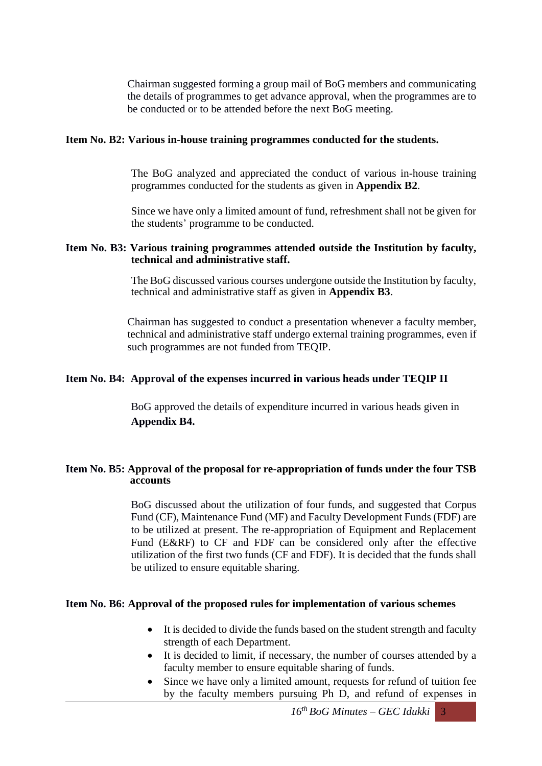Chairman suggested forming a group mail of BoG members and communicating the details of programmes to get advance approval, when the programmes are to be conducted or to be attended before the next BoG meeting.

**Item No. B2: Various in-house training programmes conducted for the students.**

The BoG analyzed and appreciated the conduct of various in-house training programmes conducted for the students as given in **Appendix B2**.

Since we have only a limited amount of fund, refreshment shall not be given for the students' programme to be conducted.

**Item No. B3: Various training programmes attended outside the Institution by faculty, technical and administrative staff.**

The BoG discussed various courses undergone outside the Institution by faculty, technical and administrative staff as given in **Appendix B3**.

Chairman has suggested to conduct a presentation whenever a faculty member, technical and administrative staff undergo external training programmes, even if such programmes are not funded from TEQIP.

**Item No. B4: Approval of the expenses incurred in various heads under TEQIP II**

BoG approved the details of expenditure incurred in various heads given in **Appendix B4.**

**Item No. B5: Approval of the proposal for re-appropriation of funds under the four TSB accounts**

BoG discussed about the utilization of four funds, and suggested that Corpus Fund (CF), Maintenance Fund (MF) and Faculty Development Funds (FDF) are to be utilized at present. The re-appropriation of Equipment and Replacement Fund (E&RF) to CF and FDF can be considered only after the effective utilization of the first two funds (CF and FDF). It is decided that the funds shall be utilized to ensure equitable sharing.

**Item No. B6: Approval of the proposed rules for implementation of various schemes**

- It is decided to divide the funds based on the student strength and faculty strength of each Department.
- It is decided to limit, if necessary, the number of courses attended by a faculty member to ensure equitable sharing of funds.
- Since we have only a limited amount, requests for refund of tuition fee by the faculty members pursuing Ph D, and refund of expenses in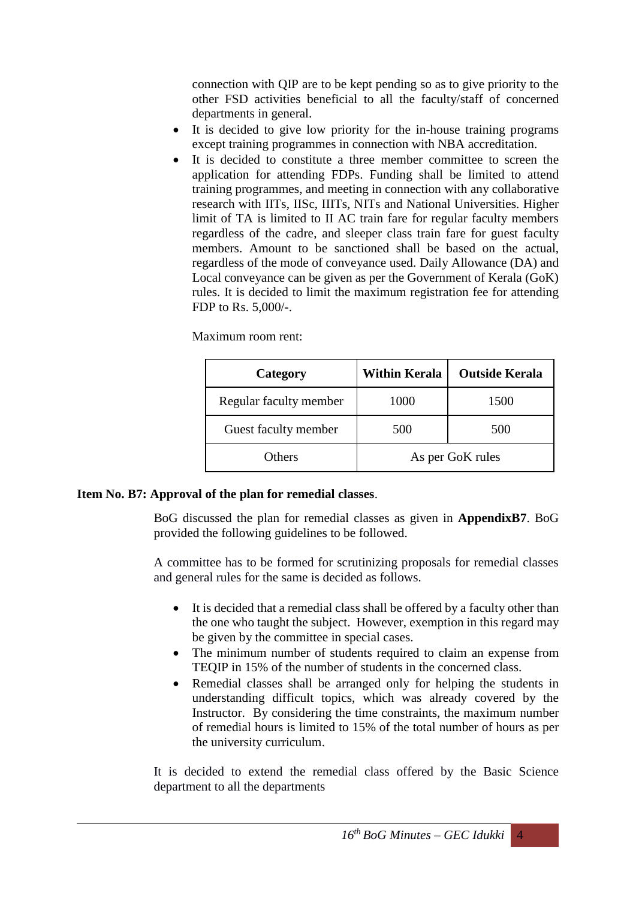connection with QIP are to be kept pending so as to give priority to the other FSD activities beneficial to all the faculty/staff of concerned departments in general.

- It is decided to give low priority for the in-house training programs except training programmes in connection with NBA accreditation.
- It is decided to constitute a three member committee to screen the application for attending FDPs. Funding shall be limited to attend training programmes, and meeting in connection with any collaborative research with IITs, IISc, IIITs, NITs and National Universities. Higher limit of TA is limited to II AC train fare for regular faculty members regardless of the cadre, and sleeper class train fare for guest faculty members. Amount to be sanctioned shall be based on the actual, regardless of the mode of conveyance used. Daily Allowance (DA) and Local conveyance can be given as per the Government of Kerala (GoK) rules. It is decided to limit the maximum registration fee for attending FDP to Rs. 5,000/-.

Maximum room rent:

| Category | Within Kerala | Outside Kerala |
|---|---|---|
| Regular faculty member | 1000 | 1500 |
| Guest faculty member | 500 | 500 |
| Others | As per GoK rules | |

**Item No. B7: Approval of the plan for remedial classes**.

BoG discussed the plan for remedial classes as given in **AppendixB7**. BoG provided the following guidelines to be followed.

A committee has to be formed for scrutinizing proposals for remedial classes and general rules for the same is decided as follows.

- It is decided that a remedial class shall be offered by a faculty other than the one who taught the subject. However, exemption in this regard may be given by the committee in special cases.
- The minimum number of students required to claim an expense from TEQIP in 15% of the number of students in the concerned class.
- Remedial classes shall be arranged only for helping the students in understanding difficult topics, which was already covered by the Instructor. By considering the time constraints, the maximum number of remedial hours is limited to 15% of the total number of hours as per the university curriculum.

It is decided to extend the remedial class offered by the Basic Science department to all the departments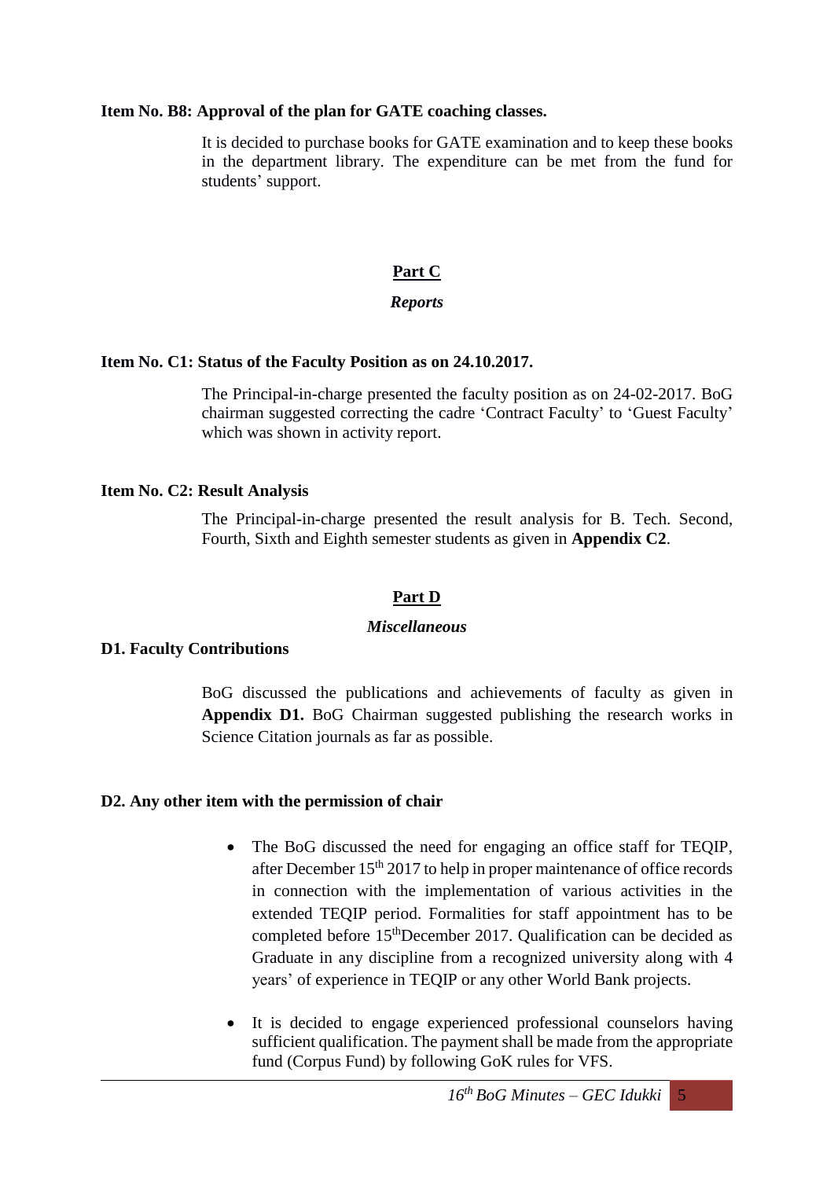**Item No. B8: Approval of the plan for GATE coaching classes.**

It is decided to purchase books for GATE examination and to keep these books in the department library. The expenditure can be met from the fund for students' support.

## Part C

### *Reports*

**Item No. C1: Status of the Faculty Position as on 24.10.2017.**

The Principal-in-charge presented the faculty position as on 24-02-2017. BoG chairman suggested correcting the cadre 'Contract Faculty' to 'Guest Faculty' which was shown in activity report.

**Item No. C2: Result Analysis**

The Principal-in-charge presented the result analysis for B. Tech. Second, Fourth, Sixth and Eighth semester students as given in **Appendix C2**.

## Part D

### *Miscellaneous*

**D1. Faculty Contributions**

BoG discussed the publications and achievements of faculty as given in **Appendix D1.** BoG Chairman suggested publishing the research works in Science Citation journals as far as possible.

**D2. Any other item with the permission of chair**

- The BoG discussed the need for engaging an office staff for TEQIP, after December 15th 2017 to help in proper maintenance of office records in connection with the implementation of various activities in the extended TEQIP period. Formalities for staff appointment has to be completed before 15thDecember 2017. Qualification can be decided as Graduate in any discipline from a recognized university along with 4 years' of experience in TEQIP or any other World Bank projects.

- It is decided to engage experienced professional counselors having sufficient qualification. The payment shall be made from the appropriate fund (Corpus Fund) by following GoK rules for VFS.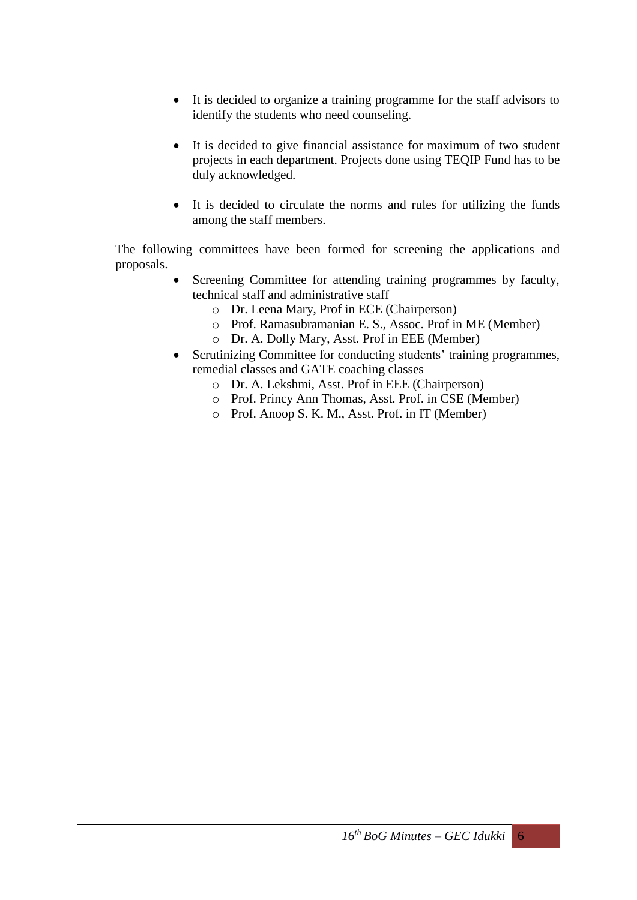- It is decided to organize a training programme for the staff advisors to identify the students who need counseling.

- It is decided to give financial assistance for maximum of two student projects in each department. Projects done using TEQIP Fund has to be duly acknowledged.

- It is decided to circulate the norms and rules for utilizing the funds among the staff members.

The following committees have been formed for screening the applications and proposals.

- Screening Committee for attending training programmes by faculty, technical staff and administrative staff
  - Dr. Leena Mary, Prof in ECE (Chairperson)
  - Prof. Ramasubramanian E. S., Assoc. Prof in ME (Member)
  - Dr. A. Dolly Mary, Asst. Prof in EEE (Member)
- Scrutinizing Committee for conducting students' training programmes, remedial classes and GATE coaching classes
  - Dr. A. Lekshmi, Asst. Prof in EEE (Chairperson)
  - Prof. Princy Ann Thomas, Asst. Prof. in CSE (Member)
  - Prof. Anoop S. K. M., Asst. Prof. in IT (Member)